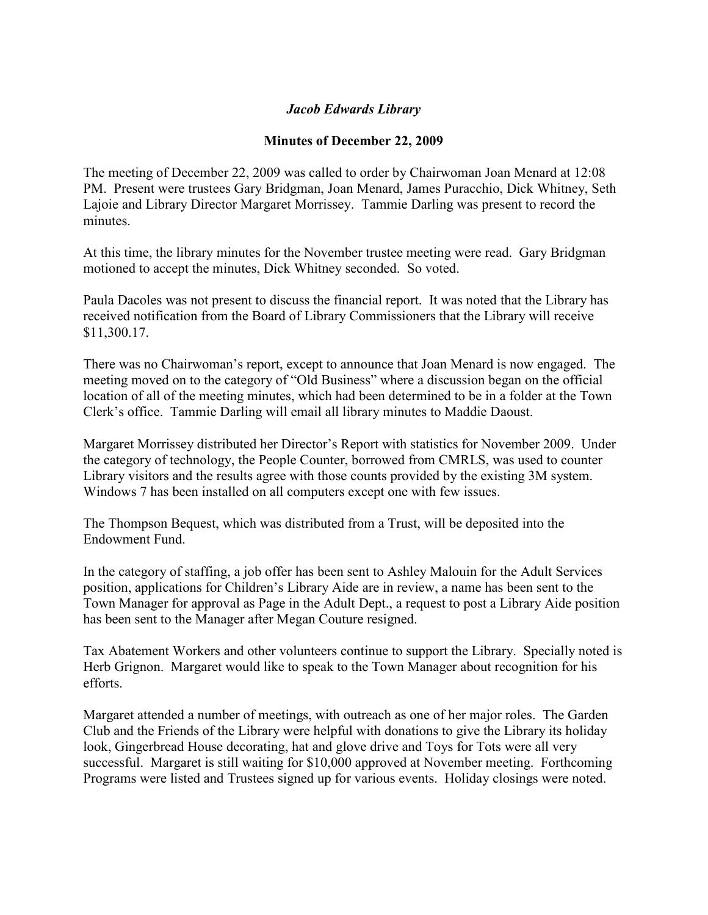***Jacob Edwards Library***

**Minutes of December 22, 2009**

The meeting of December 22, 2009 was called to order by Chairwoman Joan Menard at 12:08 PM. Present were trustees Gary Bridgman, Joan Menard, James Puracchio, Dick Whitney, Seth Lajoie and Library Director Margaret Morrissey. Tammie Darling was present to record the minutes.

At this time, the library minutes for the November trustee meeting were read. Gary Bridgman motioned to accept the minutes, Dick Whitney seconded. So voted.

Paula Dacoles was not present to discuss the financial report. It was noted that the Library has received notification from the Board of Library Commissioners that the Library will receive $11,300.17.

There was no Chairwoman's report, except to announce that Joan Menard is now engaged. The meeting moved on to the category of "Old Business" where a discussion began on the official location of all of the meeting minutes, which had been determined to be in a folder at the Town Clerk's office. Tammie Darling will email all library minutes to Maddie Daoust.

Margaret Morrissey distributed her Director's Report with statistics for November 2009. Under the category of technology, the People Counter, borrowed from CMRLS, was used to counter Library visitors and the results agree with those counts provided by the existing 3M system. Windows 7 has been installed on all computers except one with few issues.

The Thompson Bequest, which was distributed from a Trust, will be deposited into the Endowment Fund.

In the category of staffing, a job offer has been sent to Ashley Malouin for the Adult Services position, applications for Children's Library Aide are in review, a name has been sent to the Town Manager for approval as Page in the Adult Dept., a request to post a Library Aide position has been sent to the Manager after Megan Couture resigned.

Tax Abatement Workers and other volunteers continue to support the Library. Specially noted is Herb Grignon. Margaret would like to speak to the Town Manager about recognition for his efforts.

Margaret attended a number of meetings, with outreach as one of her major roles. The Garden Club and the Friends of the Library were helpful with donations to give the Library its holiday look, Gingerbread House decorating, hat and glove drive and Toys for Tots were all very successful. Margaret is still waiting for $10,000 approved at November meeting. Forthcoming Programs were listed and Trustees signed up for various events. Holiday closings were noted.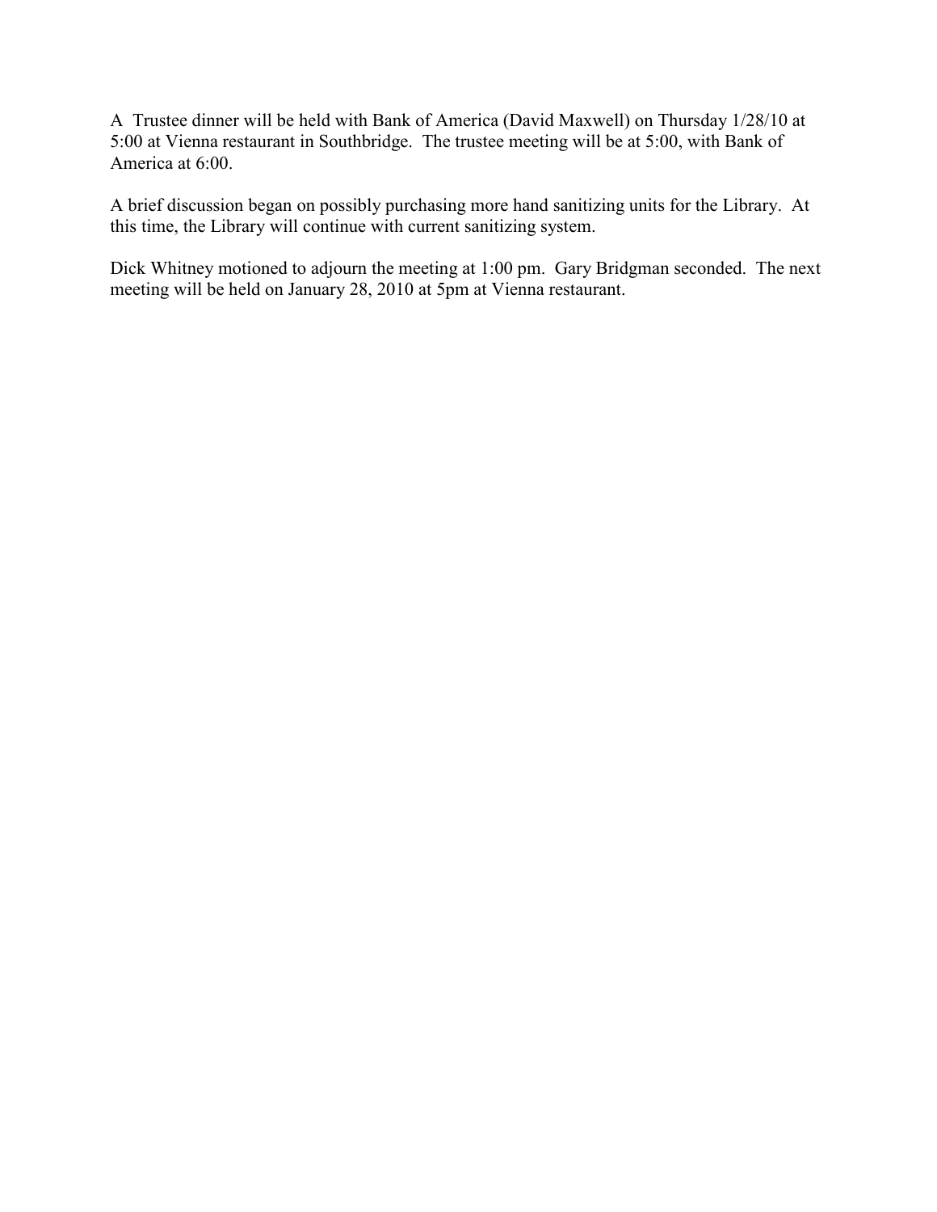A  Trustee dinner will be held with Bank of America (David Maxwell) on Thursday 1/28/10 at 5:00 at Vienna restaurant in Southbridge.  The trustee meeting will be at 5:00, with Bank of America at 6:00.

A brief discussion began on possibly purchasing more hand sanitizing units for the Library.  At this time, the Library will continue with current sanitizing system.

Dick Whitney motioned to adjourn the meeting at 1:00 pm.  Gary Bridgman seconded.  The next meeting will be held on January 28, 2010 at 5pm at Vienna restaurant.